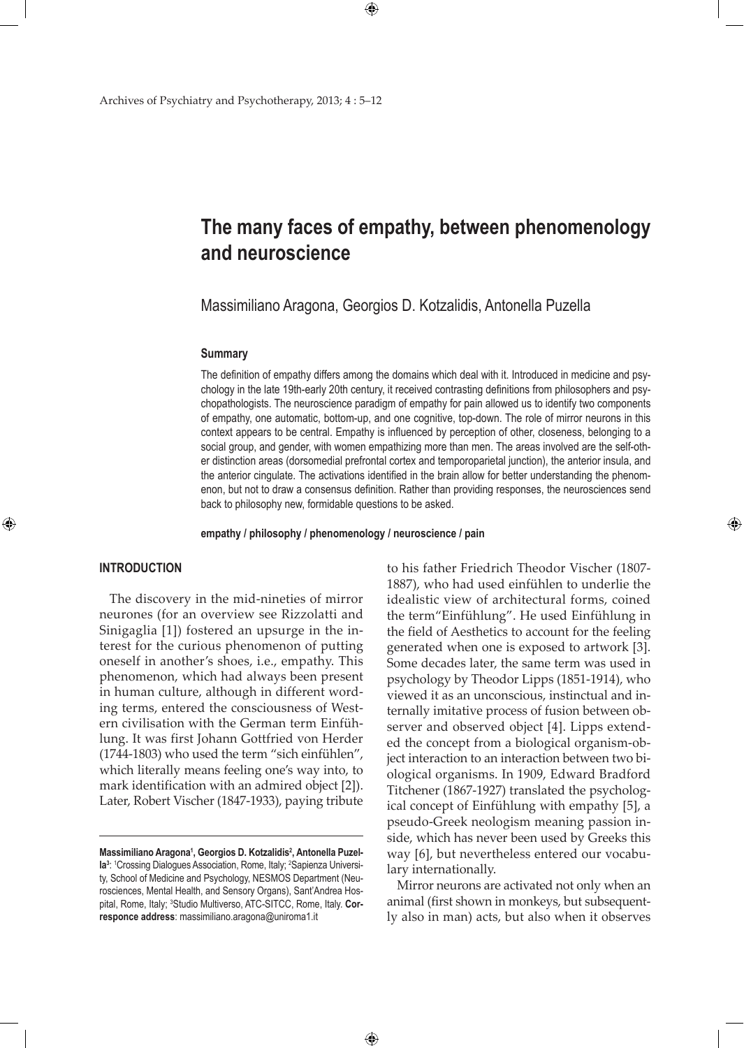# The many faces of empathy, between phenomenology and neuroscience

Massimiliano Aragona, Georgios D. Kotzalidis, Antonella Puzella

### Summary

The definition of empathy differs among the domains which deal with it. Introduced in medicine and psychology in the late 19th-early 20th century, it received contrasting definitions from philosophers and psychopathologists. The neuroscience paradigm of empathy for pain allowed us to identify two components of empathy, one automatic, bottom-up, and one cognitive, top-down. The role of mirror neurons in this context appears to be central. Empathy is influenced by perception of other, closeness, belonging to a social group, and gender, with women empathizing more than men. The areas involved are the self-other distinction areas (dorsomedial prefrontal cortex and temporoparietal junction), the anterior insula, and the anterior cingulate. The activations identified in the brain allow for better understanding the phenomenon, but not to draw a consensus definition. Rather than providing responses, the neurosciences send back to philosophy new, formidable questions to be asked.

**empathy / philosophy / phenomenology / neuroscience / pain**

## INTRODUCTION

The discovery in the mid-nineties of mirror neurones (for an overview see Rizzolatti and Sinigaglia [1]) fostered an upsurge in the interest for the curious phenomenon of putting oneself in another's shoes, i.e., empathy. This phenomenon, which had always been present in human culture, although in different wording terms, entered the consciousness of Western civilisation with the German term Einfühlung. It was first Johann Gottfried von Herder (1744-1803) who used the term "sich einfühlen", which literally means feeling one's way into, to mark identification with an admired object [2]). Later, Robert Vischer (1847-1933), paying tribute to his father Friedrich Theodor Vischer (1807-1887), who had used einfühlen to underlie the idealistic view of architectural forms, coined the term"Einfühlung". He used Einfühlung in the field of Aesthetics to account for the feeling generated when one is exposed to artwork [3]. Some decades later, the same term was used in psychology by Theodor Lipps (1851-1914), who viewed it as an unconscious, instinctual and internally imitative process of fusion between observer and observed object [4]. Lipps extended the concept from a biological organism-object interaction to an interaction between two biological organisms. In 1909, Edward Bradford Titchener (1867-1927) translated the psychological concept of Einfühlung with empathy [5], a pseudo-Greek neologism meaning passion inside, which has never been used by Greeks this way [6], but nevertheless entered our vocabulary internationally.

Mirror neurons are activated not only when an animal (first shown in monkeys, but subsequently also in man) acts, but also when it observes

---

**Massimiliano Aragona[1], Georgios D. Kotzalidis[2], Antonella Puzella[3]**: [1]Crossing Dialogues Association, Rome, Italy; [2]Sapienza University, School of Medicine and Psychology, NESMOS Department (Neurosciences, Mental Health, and Sensory Organs), Sant'Andrea Hospital, Rome, Italy; [3]Studio Multiverso, ATC-SITCC, Rome, Italy. **Corresponce address**: massimiliano.aragona@uniroma1.it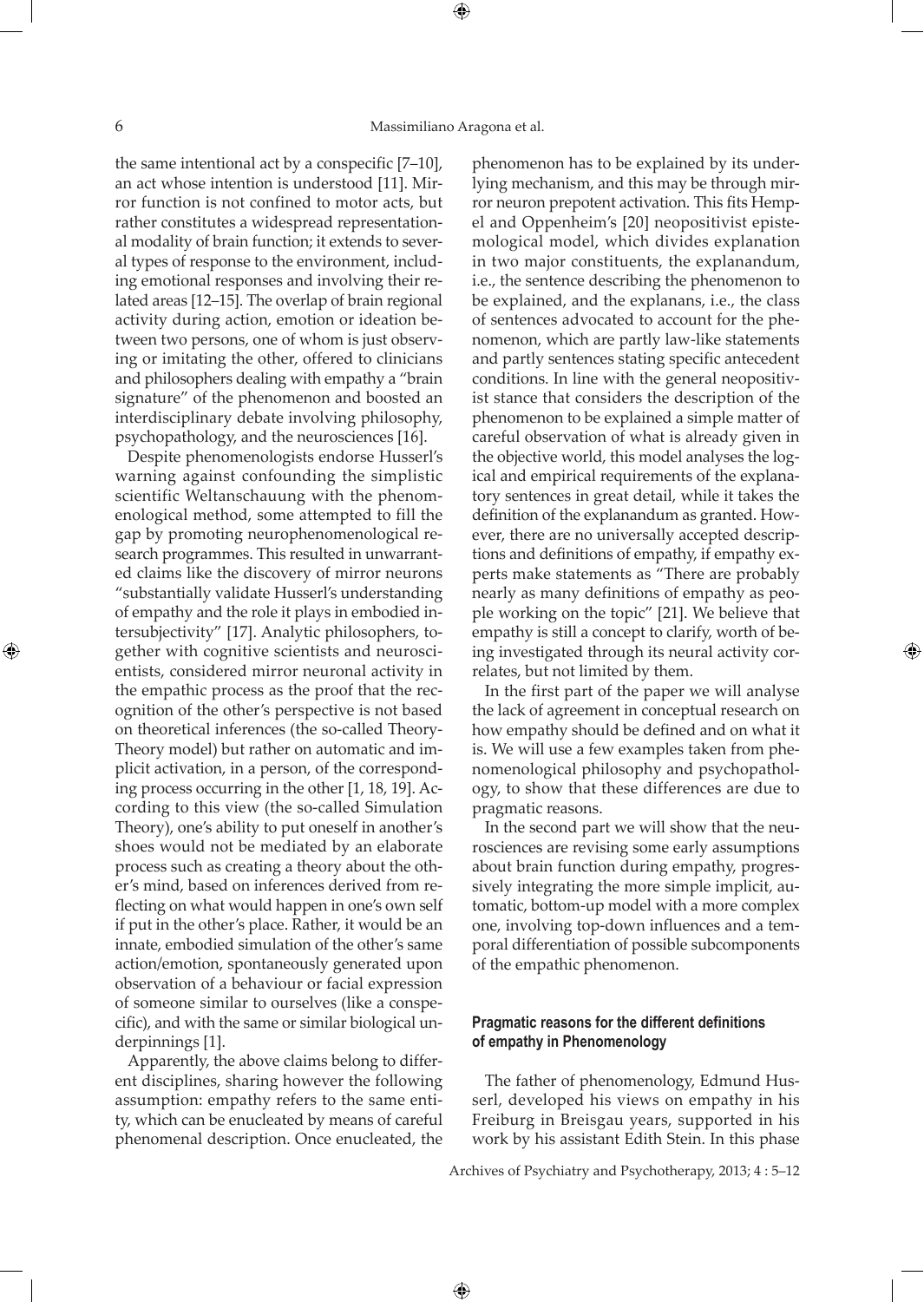the same intentional act by a conspecific [7–10], an act whose intention is understood [11]. Mirror function is not confined to motor acts, but rather constitutes a widespread representational modality of brain function; it extends to several types of response to the environment, including emotional responses and involving their related areas [12–15]. The overlap of brain regional activity during action, emotion or ideation between two persons, one of whom is just observing or imitating the other, offered to clinicians and philosophers dealing with empathy a "brain signature" of the phenomenon and boosted an interdisciplinary debate involving philosophy, psychopathology, and the neurosciences [16].

Despite phenomenologists endorse Husserl's warning against confounding the simplistic scientific Weltanschauung with the phenomenological method, some attempted to fill the gap by promoting neurophenomenological research programmes. This resulted in unwarranted claims like the discovery of mirror neurons "substantially validate Husserl's understanding of empathy and the role it plays in embodied intersubjectivity" [17]. Analytic philosophers, together with cognitive scientists and neuroscientists, considered mirror neuronal activity in the empathic process as the proof that the recognition of the other's perspective is not based on theoretical inferences (the so-called Theory-Theory model) but rather on automatic and implicit activation, in a person, of the corresponding process occurring in the other [1, 18, 19]. According to this view (the so-called Simulation Theory), one's ability to put oneself in another's shoes would not be mediated by an elaborate process such as creating a theory about the other's mind, based on inferences derived from reflecting on what would happen in one's own self if put in the other's place. Rather, it would be an innate, embodied simulation of the other's same action/emotion, spontaneously generated upon observation of a behaviour or facial expression of someone similar to ourselves (like a conspecific), and with the same or similar biological underpinnings [1].

Apparently, the above claims belong to different disciplines, sharing however the following assumption: empathy refers to the same entity, which can be enucleated by means of careful phenomenal description. Once enucleated, the phenomenon has to be explained by its underlying mechanism, and this may be through mirror neuron prepotent activation. This fits Hempel and Oppenheim's [20] neopositivist epistemological model, which divides explanation in two major constituents, the explanandum, i.e., the sentence describing the phenomenon to be explained, and the explanans, i.e., the class of sentences advocated to account for the phenomenon, which are partly law-like statements and partly sentences stating specific antecedent conditions. In line with the general neopositivist stance that considers the description of the phenomenon to be explained a simple matter of careful observation of what is already given in the objective world, this model analyses the logical and empirical requirements of the explanatory sentences in great detail, while it takes the definition of the explanandum as granted. However, there are no universally accepted descriptions and definitions of empathy, if empathy experts make statements as "There are probably nearly as many definitions of empathy as people working on the topic" [21]. We believe that empathy is still a concept to clarify, worth of being investigated through its neural activity correlates, but not limited by them.

In the first part of the paper we will analyse the lack of agreement in conceptual research on how empathy should be defined and on what it is. We will use a few examples taken from phenomenological philosophy and psychopathology, to show that these differences are due to pragmatic reasons.

In the second part we will show that the neurosciences are revising some early assumptions about brain function during empathy, progressively integrating the more simple implicit, automatic, bottom-up model with a more complex one, involving top-down influences and a temporal differentiation of possible subcomponents of the empathic phenomenon.

## Pragmatic reasons for the different definitions of empathy in Phenomenology

The father of phenomenology, Edmund Husserl, developed his views on empathy in his Freiburg in Breisgau years, supported in his work by his assistant Edith Stein. In this phase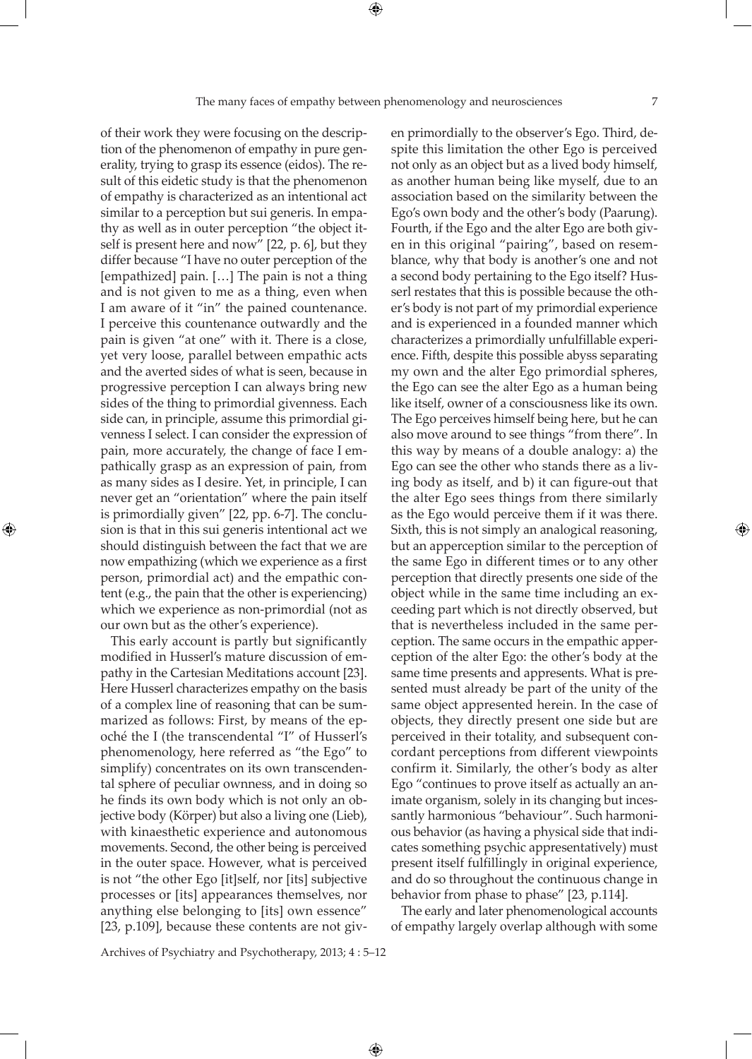of their work they were focusing on the description of the phenomenon of empathy in pure generality, trying to grasp its essence (eidos). The result of this eidetic study is that the phenomenon of empathy is characterized as an intentional act similar to a perception but sui generis. In empathy as well as in outer perception "the object itself is present here and now" [22, p. 6], but they differ because "I have no outer perception of the [empathized] pain. […] The pain is not a thing and is not given to me as a thing, even when I am aware of it "in" the pained countenance. I perceive this countenance outwardly and the pain is given "at one" with it. There is a close, yet very loose, parallel between empathic acts and the averted sides of what is seen, because in progressive perception I can always bring new sides of the thing to primordial givenness. Each side can, in principle, assume this primordial givenness I select. I can consider the expression of pain, more accurately, the change of face I empathically grasp as an expression of pain, from as many sides as I desire. Yet, in principle, I can never get an "orientation" where the pain itself is primordially given" [22, pp. 6-7]. The conclusion is that in this sui generis intentional act we should distinguish between the fact that we are now empathizing (which we experience as a first person, primordial act) and the empathic content (e.g., the pain that the other is experiencing) which we experience as non-primordial (not as our own but as the other's experience).

This early account is partly but significantly modified in Husserl's mature discussion of empathy in the Cartesian Meditations account [23]. Here Husserl characterizes empathy on the basis of a complex line of reasoning that can be summarized as follows: First, by means of the epoché the I (the transcendental "I" of Husserl's phenomenology, here referred as "the Ego" to simplify) concentrates on its own transcendental sphere of peculiar ownness, and in doing so he finds its own body which is not only an objective body (Körper) but also a living one (Lieb), with kinaesthetic experience and autonomous movements. Second, the other being is perceived in the outer space. However, what is perceived is not "the other Ego [it]self, nor [its] subjective processes or [its] appearances themselves, nor anything else belonging to [its] own essence" [23, p.109], because these contents are not given primordially to the observer's Ego. Third, despite this limitation the other Ego is perceived not only as an object but as a lived body himself, as another human being like myself, due to an association based on the similarity between the Ego's own body and the other's body (Paarung). Fourth, if the Ego and the alter Ego are both given in this original "pairing", based on resemblance, why that body is another's one and not a second body pertaining to the Ego itself? Husserl restates that this is possible because the other's body is not part of my primordial experience and is experienced in a founded manner which characterizes a primordially unfulfillable experience. Fifth, despite this possible abyss separating my own and the alter Ego primordial spheres, the Ego can see the alter Ego as a human being like itself, owner of a consciousness like its own. The Ego perceives himself being here, but he can also move around to see things "from there". In this way by means of a double analogy: a) the Ego can see the other who stands there as a living body as itself, and b) it can figure-out that the alter Ego sees things from there similarly as the Ego would perceive them if it was there. Sixth, this is not simply an analogical reasoning, but an apperception similar to the perception of the same Ego in different times or to any other perception that directly presents one side of the object while in the same time including an exceeding part which is not directly observed, but that is nevertheless included in the same perception. The same occurs in the empathic apperception of the alter Ego: the other's body at the same time presents and appresents. What is presented must already be part of the unity of the same object appresented herein. In the case of objects, they directly present one side but are perceived in their totality, and subsequent concordant perceptions from different viewpoints confirm it. Similarly, the other's body as alter Ego "continues to prove itself as actually an animate organism, solely in its changing but incessantly harmonious "behaviour". Such harmonious behavior (as having a physical side that indicates something psychic appresentatively) must present itself fulfillingly in original experience, and do so throughout the continuous change in behavior from phase to phase" [23, p.114].

The early and later phenomenological accounts of empathy largely overlap although with some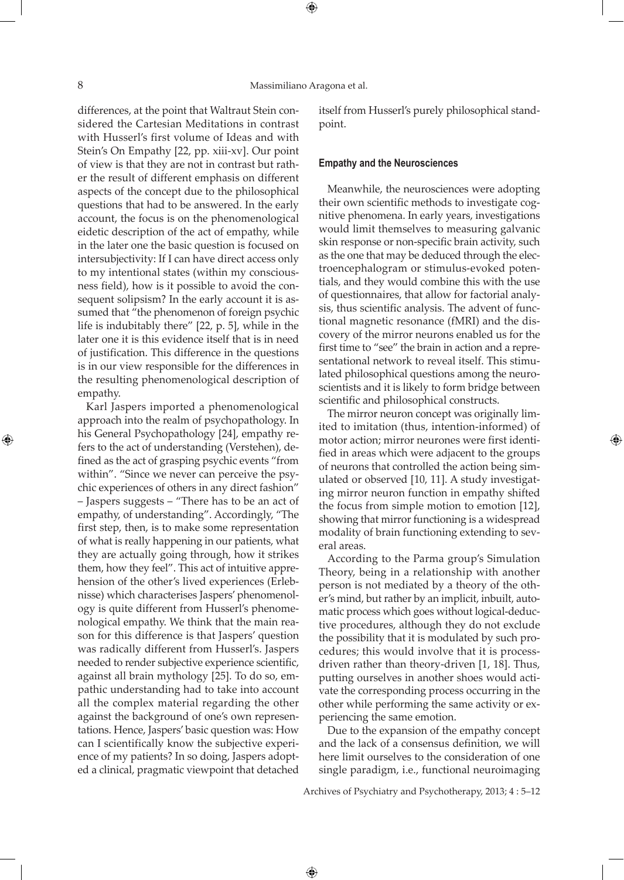differences, at the point that Waltraut Stein considered the Cartesian Meditations in contrast with Husserl's first volume of Ideas and with Stein's On Empathy [22, pp. xiii-xv]. Our point of view is that they are not in contrast but rather the result of different emphasis on different aspects of the concept due to the philosophical questions that had to be answered. In the early account, the focus is on the phenomenological eidetic description of the act of empathy, while in the later one the basic question is focused on intersubjectivity: If I can have direct access only to my intentional states (within my consciousness field), how is it possible to avoid the consequent solipsism? In the early account it is assumed that "the phenomenon of foreign psychic life is indubitably there" [22, p. 5], while in the later one it is this evidence itself that is in need of justification. This difference in the questions is in our view responsible for the differences in the resulting phenomenological description of empathy.

Karl Jaspers imported a phenomenological approach into the realm of psychopathology. In his General Psychopathology [24], empathy refers to the act of understanding (Verstehen), defined as the act of grasping psychic events "from within". "Since we never can perceive the psychic experiences of others in any direct fashion" – Jaspers suggests – "There has to be an act of empathy, of understanding". Accordingly, "The first step, then, is to make some representation of what is really happening in our patients, what they are actually going through, how it strikes them, how they feel". This act of intuitive apprehension of the other's lived experiences (Erlebnisse) which characterises Jaspers' phenomenology is quite different from Husserl's phenomenological empathy. We think that the main reason for this difference is that Jaspers' question was radically different from Husserl's. Jaspers needed to render subjective experience scientific, against all brain mythology [25]. To do so, empathic understanding had to take into account all the complex material regarding the other against the background of one's own representations. Hence, Jaspers' basic question was: How can I scientifically know the subjective experience of my patients? In so doing, Jaspers adopted a clinical, pragmatic viewpoint that detached itself from Husserl's purely philosophical standpoint.

#### Empathy and the Neurosciences

Meanwhile, the neurosciences were adopting their own scientific methods to investigate cognitive phenomena. In early years, investigations would limit themselves to measuring galvanic skin response or non-specific brain activity, such as the one that may be deduced through the electroencephalogram or stimulus-evoked potentials, and they would combine this with the use of questionnaires, that allow for factorial analysis, thus scientific analysis. The advent of functional magnetic resonance (fMRI) and the discovery of the mirror neurons enabled us for the first time to "see" the brain in action and a representational network to reveal itself. This stimulated philosophical questions among the neuroscientists and it is likely to form bridge between scientific and philosophical constructs.

The mirror neuron concept was originally limited to imitation (thus, intention-informed) of motor action; mirror neurones were first identified in areas which were adjacent to the groups of neurons that controlled the action being simulated or observed [10, 11]. A study investigating mirror neuron function in empathy shifted the focus from simple motion to emotion [12], showing that mirror functioning is a widespread modality of brain functioning extending to several areas.

According to the Parma group's Simulation Theory, being in a relationship with another person is not mediated by a theory of the other's mind, but rather by an implicit, inbuilt, automatic process which goes without logical-deductive procedures, although they do not exclude the possibility that it is modulated by such procedures; this would involve that it is process-driven rather than theory-driven [1, 18]. Thus, putting ourselves in another shoes would activate the corresponding process occurring in the other while performing the same activity or experiencing the same emotion.

Due to the expansion of the empathy concept and the lack of a consensus definition, we will here limit ourselves to the consideration of one single paradigm, i.e., functional neuroimaging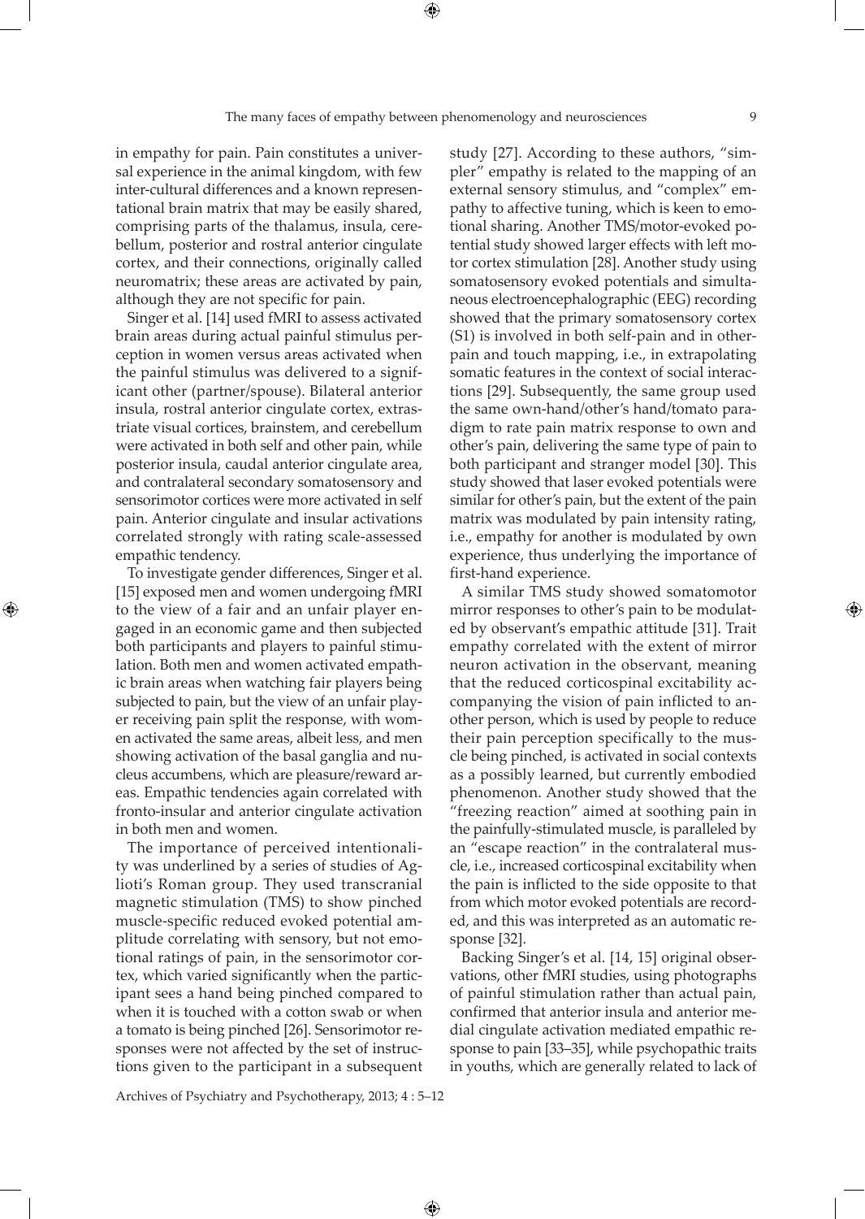in empathy for pain. Pain constitutes a universal experience in the animal kingdom, with few inter-cultural differences and a known representational brain matrix that may be easily shared, comprising parts of the thalamus, insula, cerebellum, posterior and rostral anterior cingulate cortex, and their connections, originally called neuromatrix; these areas are activated by pain, although they are not specific for pain.

Singer et al. [14] used fMRI to assess activated brain areas during actual painful stimulus perception in women versus areas activated when the painful stimulus was delivered to a significant other (partner/spouse). Bilateral anterior insula, rostral anterior cingulate cortex, extrastriate visual cortices, brainstem, and cerebellum were activated in both self and other pain, while posterior insula, caudal anterior cingulate area, and contralateral secondary somatosensory and sensorimotor cortices were more activated in self pain. Anterior cingulate and insular activations correlated strongly with rating scale-assessed empathic tendency.

To investigate gender differences, Singer et al. [15] exposed men and women undergoing fMRI to the view of a fair and an unfair player engaged in an economic game and then subjected both participants and players to painful stimulation. Both men and women activated empathic brain areas when watching fair players being subjected to pain, but the view of an unfair player receiving pain split the response, with women activated the same areas, albeit less, and men showing activation of the basal ganglia and nucleus accumbens, which are pleasure/reward areas. Empathic tendencies again correlated with fronto-insular and anterior cingulate activation in both men and women.

The importance of perceived intentionality was underlined by a series of studies of Aglioti's Roman group. They used transcranial magnetic stimulation (TMS) to show pinched muscle-specific reduced evoked potential amplitude correlating with sensory, but not emotional ratings of pain, in the sensorimotor cortex, which varied significantly when the participant sees a hand being pinched compared to when it is touched with a cotton swab or when a tomato is being pinched [26]. Sensorimotor responses were not affected by the set of instructions given to the participant in a subsequent study [27]. According to these authors, "simpler" empathy is related to the mapping of an external sensory stimulus, and "complex" empathy to affective tuning, which is keen to emotional sharing. Another TMS/motor-evoked potential study showed larger effects with left motor cortex stimulation [28]. Another study using somatosensory evoked potentials and simultaneous electroencephalographic (EEG) recording showed that the primary somatosensory cortex (S1) is involved in both self-pain and in other-pain and touch mapping, i.e., in extrapolating somatic features in the context of social interactions [29]. Subsequently, the same group used the same own-hand/other's hand/tomato paradigm to rate pain matrix response to own and other's pain, delivering the same type of pain to both participant and stranger model [30]. This study showed that laser evoked potentials were similar for other's pain, but the extent of the pain matrix was modulated by pain intensity rating, i.e., empathy for another is modulated by own experience, thus underlying the importance of first-hand experience.

A similar TMS study showed somatomotor mirror responses to other's pain to be modulated by observant's empathic attitude [31]. Trait empathy correlated with the extent of mirror neuron activation in the observant, meaning that the reduced corticospinal excitability accompanying the vision of pain inflicted to another person, which is used by people to reduce their pain perception specifically to the muscle being pinched, is activated in social contexts as a possibly learned, but currently embodied phenomenon. Another study showed that the "freezing reaction" aimed at soothing pain in the painfully-stimulated muscle, is paralleled by an "escape reaction" in the contralateral muscle, i.e., increased corticospinal excitability when the pain is inflicted to the side opposite to that from which motor evoked potentials are recorded, and this was interpreted as an automatic response [32].

Backing Singer's et al. [14, 15] original observations, other fMRI studies, using photographs of painful stimulation rather than actual pain, confirmed that anterior insula and anterior medial cingulate activation mediated empathic response to pain [33–35], while psychopathic traits in youths, which are generally related to lack of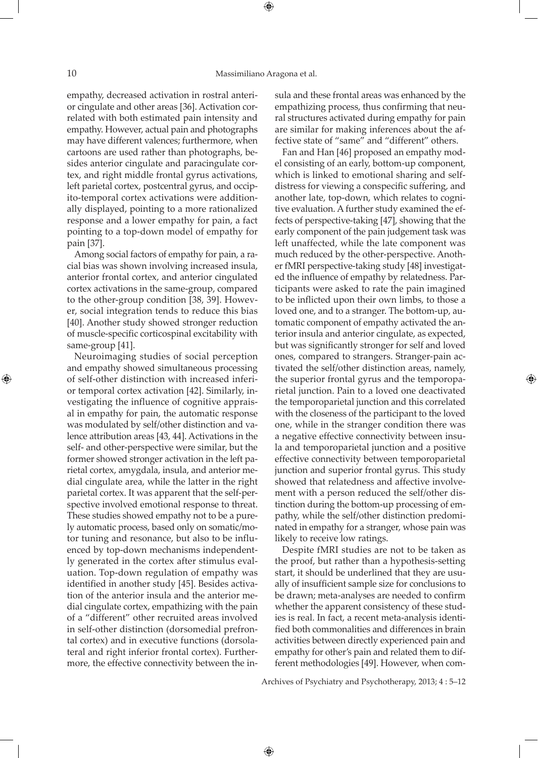empathy, decreased activation in rostral anterior cingulate and other areas [36]. Activation correlated with both estimated pain intensity and empathy. However, actual pain and photographs may have different valences; furthermore, when cartoons are used rather than photographs, besides anterior cingulate and paracingulate cortex, and right middle frontal gyrus activations, left parietal cortex, postcentral gyrus, and occipito-temporal cortex activations were additionally displayed, pointing to a more rationalized response and a lower empathy for pain, a fact pointing to a top-down model of empathy for pain [37].

Among social factors of empathy for pain, a racial bias was shown involving increased insula, anterior frontal cortex, and anterior cingulated cortex activations in the same-group, compared to the other-group condition [38, 39]. However, social integration tends to reduce this bias [40]. Another study showed stronger reduction of muscle-specific corticospinal excitability with same-group [41].

Neuroimaging studies of social perception and empathy showed simultaneous processing of self-other distinction with increased inferior temporal cortex activation [42]. Similarly, investigating the influence of cognitive appraisal in empathy for pain, the automatic response was modulated by self/other distinction and valence attribution areas [43, 44]. Activations in the self- and other-perspective were similar, but the former showed stronger activation in the left parietal cortex, amygdala, insula, and anterior medial cingulate area, while the latter in the right parietal cortex. It was apparent that the self-perspective involved emotional response to threat. These studies showed empathy not to be a purely automatic process, based only on somatic/motor tuning and resonance, but also to be influenced by top-down mechanisms independently generated in the cortex after stimulus evaluation. Top-down regulation of empathy was identified in another study [45]. Besides activation of the anterior insula and the anterior medial cingulate cortex, empathizing with the pain of a "different" other recruited areas involved in self-other distinction (dorsomedial prefrontal cortex) and in executive functions (dorsolateral and right inferior frontal cortex). Furthermore, the effective connectivity between the insula and these frontal areas was enhanced by the empathizing process, thus confirming that neural structures activated during empathy for pain are similar for making inferences about the affective state of "same" and "different" others.

Fan and Han [46] proposed an empathy model consisting of an early, bottom-up component, which is linked to emotional sharing and self-distress for viewing a conspecific suffering, and another late, top-down, which relates to cognitive evaluation. A further study examined the effects of perspective-taking [47], showing that the early component of the pain judgement task was left unaffected, while the late component was much reduced by the other-perspective. Another fMRI perspective-taking study [48] investigated the influence of empathy by relatedness. Participants were asked to rate the pain imagined to be inflicted upon their own limbs, to those a loved one, and to a stranger. The bottom-up, automatic component of empathy activated the anterior insula and anterior cingulate, as expected, but was significantly stronger for self and loved ones, compared to strangers. Stranger-pain activated the self/other distinction areas, namely, the superior frontal gyrus and the temporoparietal junction. Pain to a loved one deactivated the temporoparietal junction and this correlated with the closeness of the participant to the loved one, while in the stranger condition there was a negative effective connectivity between insula and temporoparietal junction and a positive effective connectivity between temporoparietal junction and superior frontal gyrus. This study showed that relatedness and affective involvement with a person reduced the self/other distinction during the bottom-up processing of empathy, while the self/other distinction predominated in empathy for a stranger, whose pain was likely to receive low ratings.

Despite fMRI studies are not to be taken as the proof, but rather than a hypothesis-setting start, it should be underlined that they are usually of insufficient sample size for conclusions to be drawn; meta-analyses are needed to confirm whether the apparent consistency of these studies is real. In fact, a recent meta-analysis identified both commonalities and differences in brain activities between directly experienced pain and empathy for other's pain and related them to different methodologies [49]. However, when com-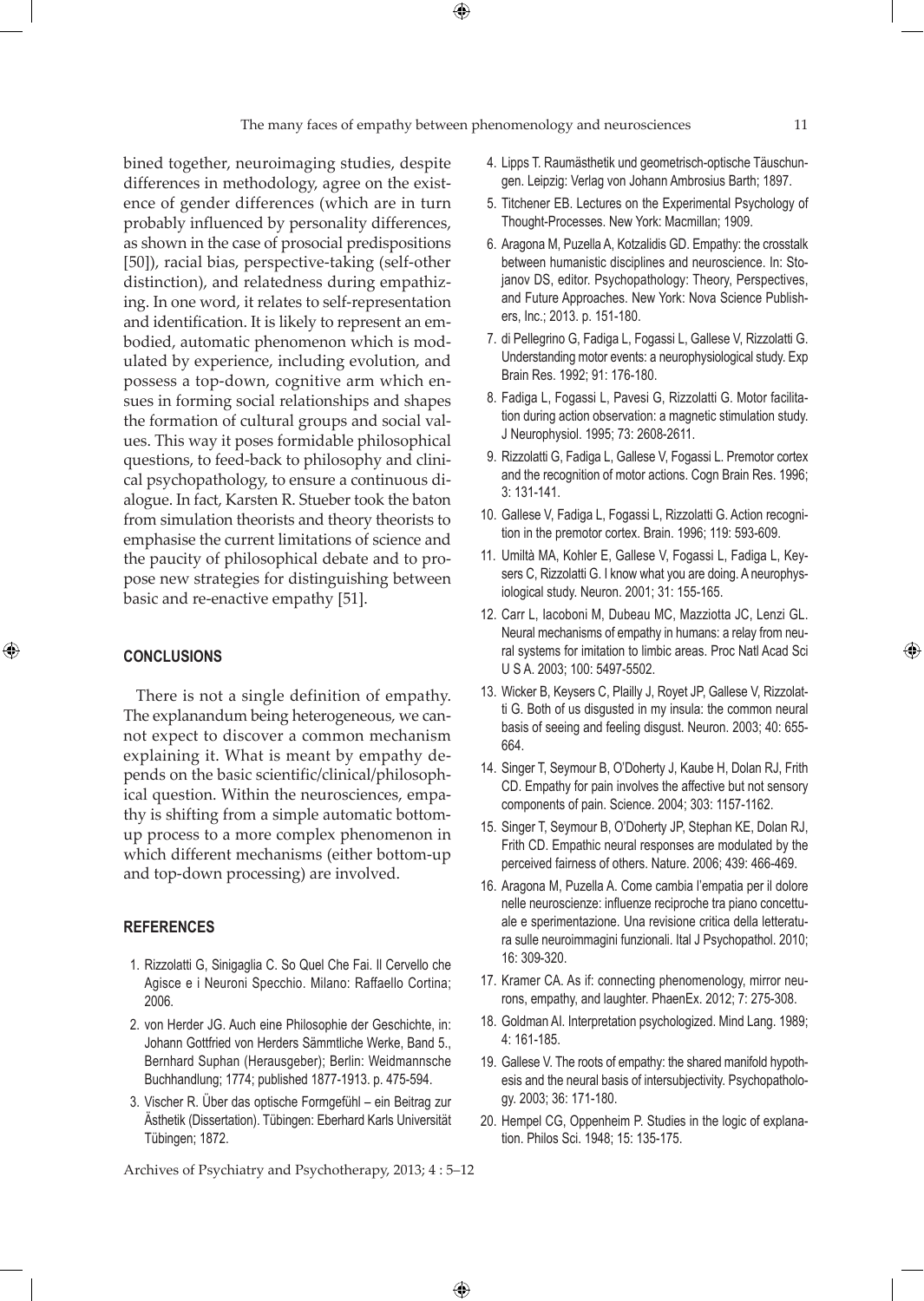bined together, neuroimaging studies, despite differences in methodology, agree on the existence of gender differences (which are in turn probably influenced by personality differences, as shown in the case of prosocial predispositions [50]), racial bias, perspective-taking (self-other distinction), and relatedness during empathizing. In one word, it relates to self-representation and identification. It is likely to represent an embodied, automatic phenomenon which is modulated by experience, including evolution, and possess a top-down, cognitive arm which ensues in forming social relationships and shapes the formation of cultural groups and social values. This way it poses formidable philosophical questions, to feed-back to philosophy and clinical psychopathology, to ensure a continuous dialogue. In fact, Karsten R. Stueber took the baton from simulation theorists and theory theorists to emphasise the current limitations of science and the paucity of philosophical debate and to propose new strategies for distinguishing between basic and re-enactive empathy [51].

## CONCLUSIONS

There is not a single definition of empathy. The explanandum being heterogeneous, we cannot expect to discover a common mechanism explaining it. What is meant by empathy depends on the basic scientific/clinical/philosophical question. Within the neurosciences, empathy is shifting from a simple automatic bottom-up process to a more complex phenomenon in which different mechanisms (either bottom-up and top-down processing) are involved.

## REFERENCES

1. Rizzolatti G, Sinigaglia C. So Quel Che Fai. Il Cervello che Agisce e i Neuroni Specchio. Milano: Raffaello Cortina; 2006.
2. von Herder JG. Auch eine Philosophie der Geschichte, in: Johann Gottfried von Herders Sämmtliche Werke, Band 5., Bernhard Suphan (Herausgeber); Berlin: Weidmannsche Buchhandlung; 1774; published 1877-1913. p. 475-594.
3. Vischer R. Über das optische Formgefühl – ein Beitrag zur Ästhetik (Dissertation). Tübingen: Eberhard Karls Universität Tübingen; 1872.
4. Lipps T. Raumästhetik und geometrisch-optische Täuschungen. Leipzig: Verlag von Johann Ambrosius Barth; 1897.
5. Titchener EB. Lectures on the Experimental Psychology of Thought-Processes. New York: Macmillan; 1909.
6. Aragona M, Puzella A, Kotzalidis GD. Empathy: the crosstalk between humanistic disciplines and neuroscience. In: Stojanov DS, editor. Psychopathology: Theory, Perspectives, and Future Approaches. New York: Nova Science Publishers, Inc.; 2013. p. 151-180.
7. di Pellegrino G, Fadiga L, Fogassi L, Gallese V, Rizzolatti G. Understanding motor events: a neurophysiological study. Exp Brain Res. 1992; 91: 176-180.
8. Fadiga L, Fogassi L, Pavesi G, Rizzolatti G. Motor facilitation during action observation: a magnetic stimulation study. J Neurophysiol. 1995; 73: 2608-2611.
9. Rizzolatti G, Fadiga L, Gallese V, Fogassi L. Premotor cortex and the recognition of motor actions. Cogn Brain Res. 1996; 3: 131-141.
10. Gallese V, Fadiga L, Fogassi L, Rizzolatti G. Action recognition in the premotor cortex. Brain. 1996; 119: 593-609.
11. Umiltà MA, Kohler E, Gallese V, Fogassi L, Fadiga L, Keysers C, Rizzolatti G. I know what you are doing. A neurophysiological study. Neuron. 2001; 31: 155-165.
12. Carr L, Iacoboni M, Dubeau MC, Mazziotta JC, Lenzi GL. Neural mechanisms of empathy in humans: a relay from neural systems for imitation to limbic areas. Proc Natl Acad Sci U S A. 2003; 100: 5497-5502.
13. Wicker B, Keysers C, Plailly J, Royet JP, Gallese V, Rizzolatti G. Both of us disgusted in my insula: the common neural basis of seeing and feeling disgust. Neuron. 2003; 40: 655-664.
14. Singer T, Seymour B, O'Doherty J, Kaube H, Dolan RJ, Frith CD. Empathy for pain involves the affective but not sensory components of pain. Science. 2004; 303: 1157-1162.
15. Singer T, Seymour B, O'Doherty JP, Stephan KE, Dolan RJ, Frith CD. Empathic neural responses are modulated by the perceived fairness of others. Nature. 2006; 439: 466-469.
16. Aragona M, Puzella A. Come cambia l'empatia per il dolore nelle neuroscienze: influenze reciproche tra piano concettuale e sperimentazione. Una revisione critica della letteratura sulle neuroimmagini funzionali. Ital J Psychopathol. 2010; 16: 309-320.
17. Kramer CA. As if: connecting phenomenology, mirror neurons, empathy, and laughter. PhaenEx. 2012; 7: 275-308.
18. Goldman AI. Interpretation psychologized. Mind Lang. 1989; 4: 161-185.
19. Gallese V. The roots of empathy: the shared manifold hypothesis and the neural basis of intersubjectivity. Psychopathology. 2003; 36: 171-180.
20. Hempel CG, Oppenheim P. Studies in the logic of explanation. Philos Sci. 1948; 15: 135-175.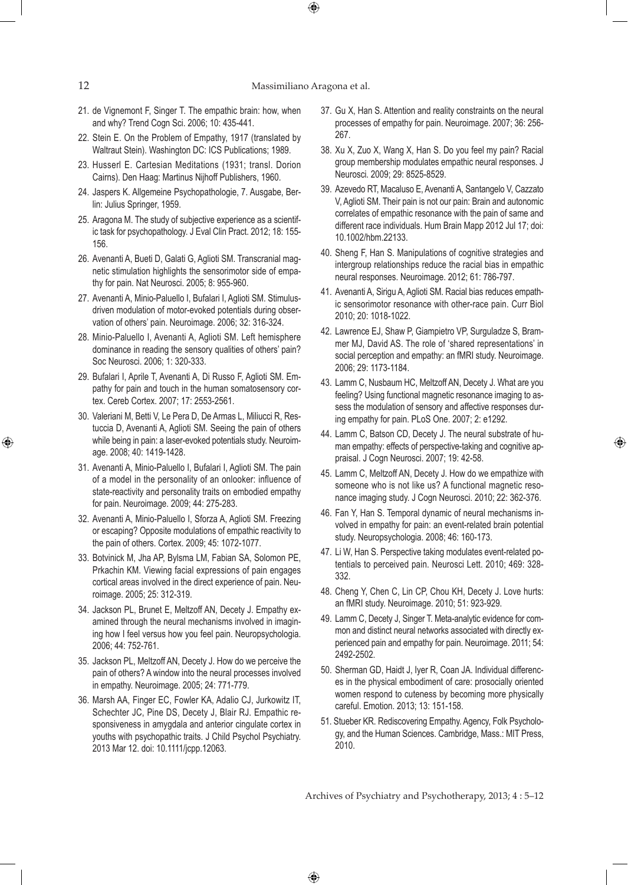21. de Vignemont F, Singer T. The empathic brain: how, when and why? Trend Cogn Sci. 2006; 10: 435-441.
22. Stein E. On the Problem of Empathy, 1917 (translated by Waltraut Stein). Washington DC: ICS Publications; 1989.
23. Husserl E. Cartesian Meditations (1931; transl. Dorion Cairns). Den Haag: Martinus Nijhoff Publishers, 1960.
24. Jaspers K. Allgemeine Psychopathologie, 7. Ausgabe, Berlin: Julius Springer, 1959.
25. Aragona M. The study of subjective experience as a scientific task for psychopathology. J Eval Clin Pract. 2012; 18: 155-156.
26. Avenanti A, Bueti D, Galati G, Aglioti SM. Transcranial magnetic stimulation highlights the sensorimotor side of empathy for pain. Nat Neurosci. 2005; 8: 955-960.
27. Avenanti A, Minio-Paluello I, Bufalari I, Aglioti SM. Stimulus-driven modulation of motor-evoked potentials during observation of others' pain. Neuroimage. 2006; 32: 316-324.
28. Minio-Paluello I, Avenanti A, Aglioti SM. Left hemisphere dominance in reading the sensory qualities of others' pain? Soc Neurosci. 2006; 1: 320-333.
29. Bufalari I, Aprile T, Avenanti A, Di Russo F, Aglioti SM. Empathy for pain and touch in the human somatosensory cortex. Cereb Cortex. 2007; 17: 2553-2561.
30. Valeriani M, Betti V, Le Pera D, De Armas L, Miliucci R, Restuccia D, Avenanti A, Aglioti SM. Seeing the pain of others while being in pain: a laser-evoked potentials study. Neuroimage. 2008; 40: 1419-1428.
31. Avenanti A, Minio-Paluello I, Bufalari I, Aglioti SM. The pain of a model in the personality of an onlooker: influence of state-reactivity and personality traits on embodied empathy for pain. Neuroimage. 2009; 44: 275-283.
32. Avenanti A, Minio-Paluello I, Sforza A, Aglioti SM. Freezing or escaping? Opposite modulations of empathic reactivity to the pain of others. Cortex. 2009; 45: 1072-1077.
33. Botvinick M, Jha AP, Bylsma LM, Fabian SA, Solomon PE, Prkachin KM. Viewing facial expressions of pain engages cortical areas involved in the direct experience of pain. Neuroimage. 2005; 25: 312-319.
34. Jackson PL, Brunet E, Meltzoff AN, Decety J. Empathy examined through the neural mechanisms involved in imagining how I feel versus how you feel pain. Neuropsychologia. 2006; 44: 752-761.
35. Jackson PL, Meltzoff AN, Decety J. How do we perceive the pain of others? A window into the neural processes involved in empathy. Neuroimage. 2005; 24: 771-779.
36. Marsh AA, Finger EC, Fowler KA, Adalio CJ, Jurkowitz IT, Schechter JC, Pine DS, Decety J, Blair RJ. Empathic responsiveness in amygdala and anterior cingulate cortex in youths with psychopathic traits. J Child Psychol Psychiatry. 2013 Mar 12. doi: 10.1111/jcpp.12063.
37. Gu X, Han S. Attention and reality constraints on the neural processes of empathy for pain. Neuroimage. 2007; 36: 256-267.
38. Xu X, Zuo X, Wang X, Han S. Do you feel my pain? Racial group membership modulates empathic neural responses. J Neurosci. 2009; 29: 8525-8529.
39. Azevedo RT, Macaluso E, Avenanti A, Santangelo V, Cazzato V, Aglioti SM. Their pain is not our pain: Brain and autonomic correlates of empathic resonance with the pain of same and different race individuals. Hum Brain Mapp 2012 Jul 17; doi: 10.1002/hbm.22133.
40. Sheng F, Han S. Manipulations of cognitive strategies and intergroup relationships reduce the racial bias in empathic neural responses. Neuroimage. 2012; 61: 786-797.
41. Avenanti A, Sirigu A, Aglioti SM. Racial bias reduces empathic sensorimotor resonance with other-race pain. Curr Biol 2010; 20: 1018-1022.
42. Lawrence EJ, Shaw P, Giampietro VP, Surguladze S, Brammer MJ, David AS. The role of 'shared representations' in social perception and empathy: an fMRI study. Neuroimage. 2006; 29: 1173-1184.
43. Lamm C, Nusbaum HC, Meltzoff AN, Decety J. What are you feeling? Using functional magnetic resonance imaging to assess the modulation of sensory and affective responses during empathy for pain. PLoS One. 2007; 2: e1292.
44. Lamm C, Batson CD, Decety J. The neural substrate of human empathy: effects of perspective-taking and cognitive appraisal. J Cogn Neurosci. 2007; 19: 42-58.
45. Lamm C, Meltzoff AN, Decety J. How do we empathize with someone who is not like us? A functional magnetic resonance imaging study. J Cogn Neurosci. 2010; 22: 362-376.
46. Fan Y, Han S. Temporal dynamic of neural mechanisms involved in empathy for pain: an event-related brain potential study. Neuropsychologia. 2008; 46: 160-173.
47. Li W, Han S. Perspective taking modulates event-related potentials to perceived pain. Neurosci Lett. 2010; 469: 328-332.
48. Cheng Y, Chen C, Lin CP, Chou KH, Decety J. Love hurts: an fMRI study. Neuroimage. 2010; 51: 923-929.
49. Lamm C, Decety J, Singer T. Meta-analytic evidence for common and distinct neural networks associated with directly experienced pain and empathy for pain. Neuroimage. 2011; 54: 2492-2502.
50. Sherman GD, Haidt J, Iyer R, Coan JA. Individual differences in the physical embodiment of care: prosocially oriented women respond to cuteness by becoming more physically careful. Emotion. 2013; 13: 151-158.
51. Stueber KR. Rediscovering Empathy. Agency, Folk Psychology, and the Human Sciences. Cambridge, Mass.: MIT Press, 2010.